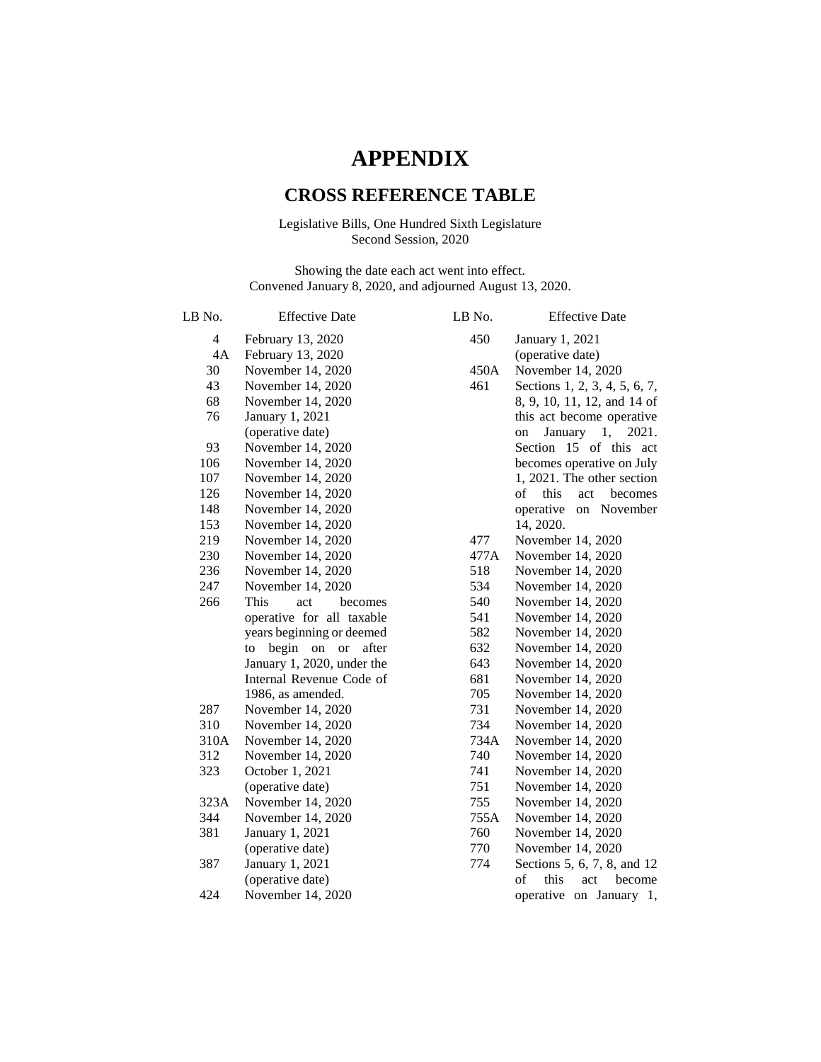# APPENDIX

## CROSS REFERENCE TABLE

Legislative Bills, One Hundred Sixth Legislature
Second Session, 2020

Showing the date each act went into effect.
Convened January 8, 2020, and adjourned August 13, 2020.

| LB No. | Effective Date |
|---|---|
| 4 | February 13, 2020 |
| 4A | February 13, 2020 |
| 30 | November 14, 2020 |
| 43 | November 14, 2020 |
| 68 | November 14, 2020 |
| 76 | January 1, 2021 (operative date) |
| 93 | November 14, 2020 |
| 106 | November 14, 2020 |
| 107 | November 14, 2020 |
| 126 | November 14, 2020 |
| 148 | November 14, 2020 |
| 153 | November 14, 2020 |
| 219 | November 14, 2020 |
| 230 | November 14, 2020 |
| 236 | November 14, 2020 |
| 247 | November 14, 2020 |
| 266 | This act becomes operative for all taxable years beginning or deemed to begin on or after January 1, 2020, under the Internal Revenue Code of 1986, as amended. |
| 287 | November 14, 2020 |
| 310 | November 14, 2020 |
| 310A | November 14, 2020 |
| 312 | November 14, 2020 |
| 323 | October 1, 2021 (operative date) |
| 323A | November 14, 2020 |
| 344 | November 14, 2020 |
| 381 | January 1, 2021 (operative date) |
| 387 | January 1, 2021 (operative date) |
| 424 | November 14, 2020 |
| 450 | January 1, 2021 (operative date) |
| 450A | November 14, 2020 |
| 461 | Sections 1, 2, 3, 4, 5, 6, 7, 8, 9, 10, 11, 12, and 14 of this act become operative on January 1, 2021. Section 15 of this act becomes operative on July 1, 2021. The other section of this act becomes operative on November 14, 2020. |
| 477 | November 14, 2020 |
| 477A | November 14, 2020 |
| 518 | November 14, 2020 |
| 534 | November 14, 2020 |
| 540 | November 14, 2020 |
| 541 | November 14, 2020 |
| 582 | November 14, 2020 |
| 632 | November 14, 2020 |
| 643 | November 14, 2020 |
| 681 | November 14, 2020 |
| 705 | November 14, 2020 |
| 731 | November 14, 2020 |
| 734 | November 14, 2020 |
| 734A | November 14, 2020 |
| 740 | November 14, 2020 |
| 741 | November 14, 2020 |
| 751 | November 14, 2020 |
| 755 | November 14, 2020 |
| 755A | November 14, 2020 |
| 760 | November 14, 2020 |
| 770 | November 14, 2020 |
| 774 | Sections 5, 6, 7, 8, and 12 of this act become operative on January 1, |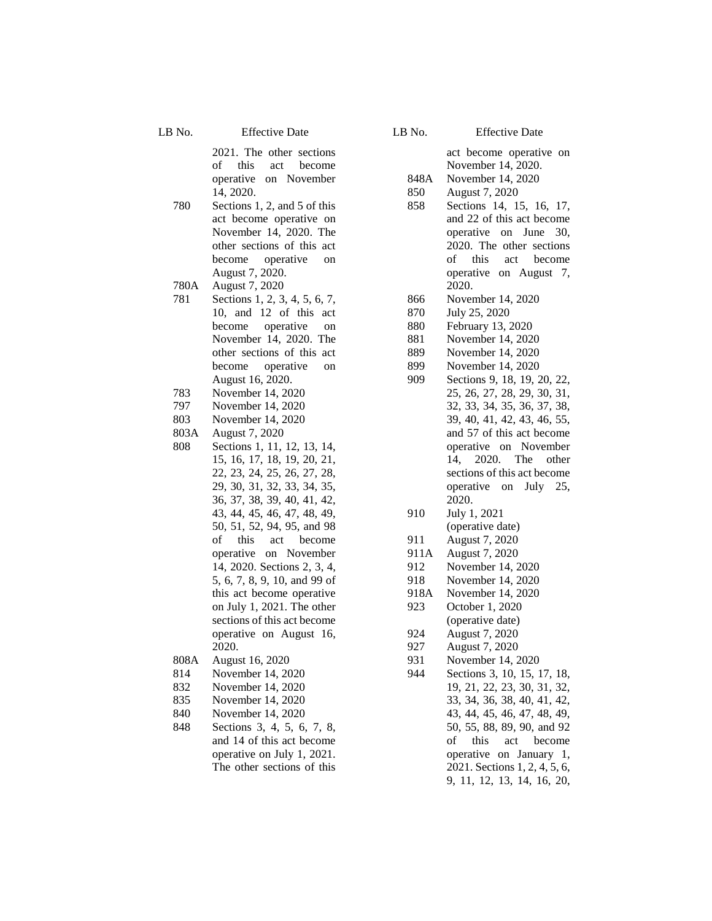| LB No. | Effective Date |
|---|---|
| | 2021. The other sections of this act become operative on November 14, 2020. |
| 780 | Sections 1, 2, and 5 of this act become operative on November 14, 2020. The other sections of this act become operative on August 7, 2020. |
| 780A | August 7, 2020 |
| 781 | Sections 1, 2, 3, 4, 5, 6, 7, 10, and 12 of this act become operative on November 14, 2020. The other sections of this act become operative on August 16, 2020. |
| 783 | November 14, 2020 |
| 797 | November 14, 2020 |
| 803 | November 14, 2020 |
| 803A | August 7, 2020 |
| 808 | Sections 1, 11, 12, 13, 14, 15, 16, 17, 18, 19, 20, 21, 22, 23, 24, 25, 26, 27, 28, 29, 30, 31, 32, 33, 34, 35, 36, 37, 38, 39, 40, 41, 42, 43, 44, 45, 46, 47, 48, 49, 50, 51, 52, 94, 95, and 98 of this act become operative on November 14, 2020. Sections 2, 3, 4, 5, 6, 7, 8, 9, 10, and 99 of this act become operative on July 1, 2021. The other sections of this act become operative on August 16, 2020. |
| 808A | August 16, 2020 |
| 814 | November 14, 2020 |
| 832 | November 14, 2020 |
| 835 | November 14, 2020 |
| 840 | November 14, 2020 |
| 848 | Sections 3, 4, 5, 6, 7, 8, and 14 of this act become operative on July 1, 2021. The other sections of this act become operative on November 14, 2020. |
| 848A | November 14, 2020 |
| 850 | August 7, 2020 |
| 858 | Sections 14, 15, 16, 17, and 22 of this act become operative on June 30, 2020. The other sections of this act become operative on August 7, 2020. |
| 866 | November 14, 2020 |
| 870 | July 25, 2020 |
| 880 | February 13, 2020 |
| 881 | November 14, 2020 |
| 889 | November 14, 2020 |
| 899 | November 14, 2020 |
| 909 | Sections 9, 18, 19, 20, 22, 25, 26, 27, 28, 29, 30, 31, 32, 33, 34, 35, 36, 37, 38, 39, 40, 41, 42, 43, 46, 55, and 57 of this act become operative on November 14, 2020. The other sections of this act become operative on July 25, 2020. |
| 910 | July 1, 2021 (operative date) |
| 911 | August 7, 2020 |
| 911A | August 7, 2020 |
| 912 | November 14, 2020 |
| 918 | November 14, 2020 |
| 918A | November 14, 2020 |
| 923 | October 1, 2020 (operative date) |
| 924 | August 7, 2020 |
| 927 | August 7, 2020 |
| 931 | November 14, 2020 |
| 944 | Sections 3, 10, 15, 17, 18, 19, 21, 22, 23, 30, 31, 32, 33, 34, 36, 38, 40, 41, 42, 43, 44, 45, 46, 47, 48, 49, 50, 55, 88, 89, 90, and 92 of this act become operative on January 1, 2021. Sections 1, 2, 4, 5, 6, 9, 11, 12, 13, 14, 16, 20, |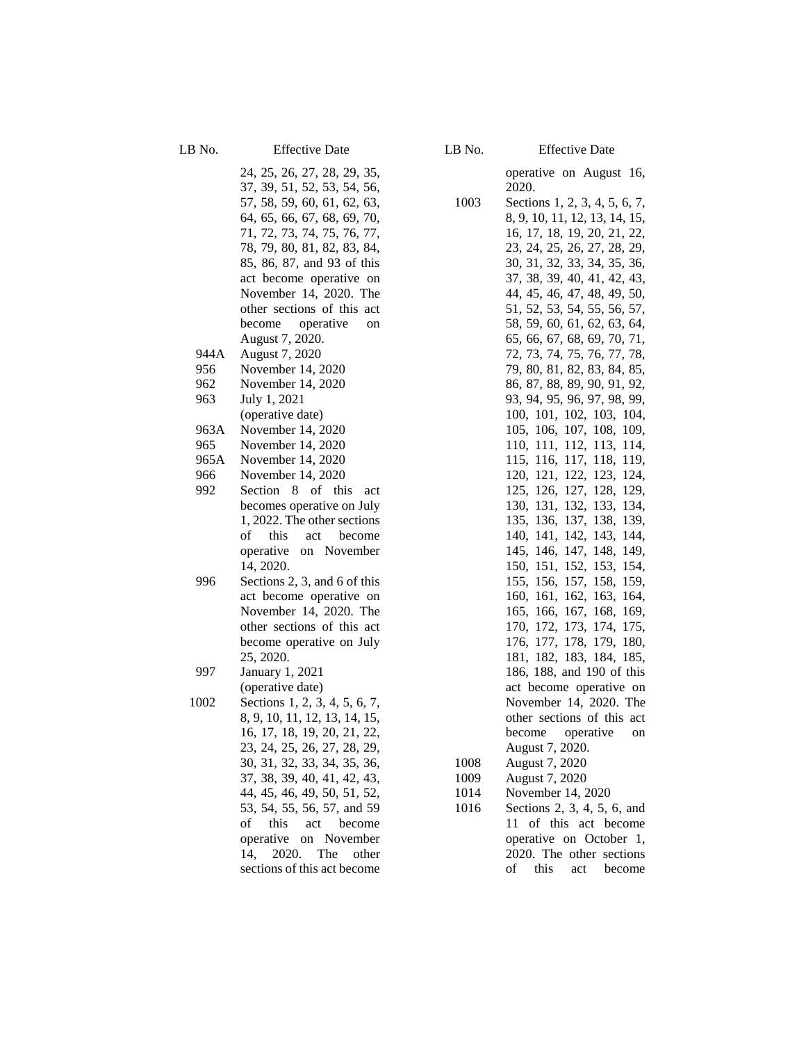| LB No. | Effective Date |
|---|---|
| | 24, 25, 26, 27, 28, 29, 35, 37, 39, 51, 52, 53, 54, 56, 57, 58, 59, 60, 61, 62, 63, 64, 65, 66, 67, 68, 69, 70, 71, 72, 73, 74, 75, 76, 77, 78, 79, 80, 81, 82, 83, 84, 85, 86, 87, and 93 of this act become operative on November 14, 2020. The other sections of this act become operative on August 7, 2020. |
| 944A | August 7, 2020 |
| 956 | November 14, 2020 |
| 962 | November 14, 2020 |
| 963 | July 1, 2021 (operative date) |
| 963A | November 14, 2020 |
| 965 | November 14, 2020 |
| 965A | November 14, 2020 |
| 966 | November 14, 2020 |
| 992 | Section 8 of this act becomes operative on July 1, 2022. The other sections of this act become operative on November 14, 2020. |
| 996 | Sections 2, 3, and 6 of this act become operative on November 14, 2020. The other sections of this act become operative on July 25, 2020. |
| 997 | January 1, 2021 (operative date) |
| 1002 | Sections 1, 2, 3, 4, 5, 6, 7, 8, 9, 10, 11, 12, 13, 14, 15, 16, 17, 18, 19, 20, 21, 22, 23, 24, 25, 26, 27, 28, 29, 30, 31, 32, 33, 34, 35, 36, 37, 38, 39, 40, 41, 42, 43, 44, 45, 46, 49, 50, 51, 52, 53, 54, 55, 56, 57, and 59 of this act become operative on November 14, 2020. The other sections of this act become operative on August 16, 2020. |
| 1003 | Sections 1, 2, 3, 4, 5, 6, 7, 8, 9, 10, 11, 12, 13, 14, 15, 16, 17, 18, 19, 20, 21, 22, 23, 24, 25, 26, 27, 28, 29, 30, 31, 32, 33, 34, 35, 36, 37, 38, 39, 40, 41, 42, 43, 44, 45, 46, 47, 48, 49, 50, 51, 52, 53, 54, 55, 56, 57, 58, 59, 60, 61, 62, 63, 64, 65, 66, 67, 68, 69, 70, 71, 72, 73, 74, 75, 76, 77, 78, 79, 80, 81, 82, 83, 84, 85, 86, 87, 88, 89, 90, 91, 92, 93, 94, 95, 96, 97, 98, 99, 100, 101, 102, 103, 104, 105, 106, 107, 108, 109, 110, 111, 112, 113, 114, 115, 116, 117, 118, 119, 120, 121, 122, 123, 124, 125, 126, 127, 128, 129, 130, 131, 132, 133, 134, 135, 136, 137, 138, 139, 140, 141, 142, 143, 144, 145, 146, 147, 148, 149, 150, 151, 152, 153, 154, 155, 156, 157, 158, 159, 160, 161, 162, 163, 164, 165, 166, 167, 168, 169, 170, 172, 173, 174, 175, 176, 177, 178, 179, 180, 181, 182, 183, 184, 185, 186, 188, and 190 of this act become operative on November 14, 2020. The other sections of this act become operative on August 7, 2020. |
| 1008 | August 7, 2020 |
| 1009 | August 7, 2020 |
| 1014 | November 14, 2020 |
| 1016 | Sections 2, 3, 4, 5, 6, and 11 of this act become operative on October 1, 2020. The other sections of this act become |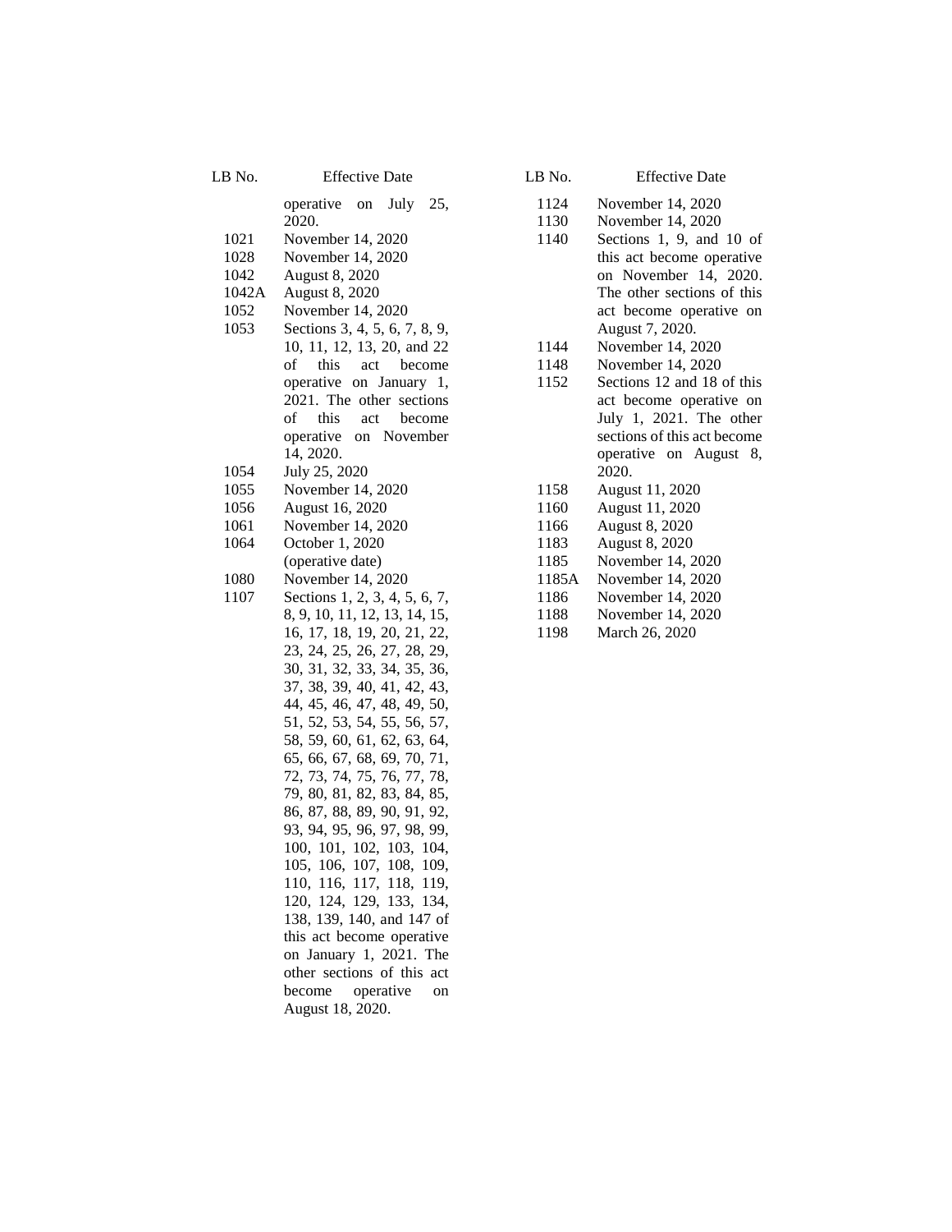| LB No. | Effective Date |
| --- | --- |
| | operative on July 25, 2020. |
| 1021 | November 14, 2020 |
| 1028 | November 14, 2020 |
| 1042 | August 8, 2020 |
| 1042A | August 8, 2020 |
| 1052 | November 14, 2020 |
| 1053 | Sections 3, 4, 5, 6, 7, 8, 9, 10, 11, 12, 13, 20, and 22 of this act become operative on January 1, 2021. The other sections of this act become operative on November 14, 2020. |
| 1054 | July 25, 2020 |
| 1055 | November 14, 2020 |
| 1056 | August 16, 2020 |
| 1061 | November 14, 2020 |
| 1064 | October 1, 2020 (operative date) |
| 1080 | November 14, 2020 |
| 1107 | Sections 1, 2, 3, 4, 5, 6, 7, 8, 9, 10, 11, 12, 13, 14, 15, 16, 17, 18, 19, 20, 21, 22, 23, 24, 25, 26, 27, 28, 29, 30, 31, 32, 33, 34, 35, 36, 37, 38, 39, 40, 41, 42, 43, 44, 45, 46, 47, 48, 49, 50, 51, 52, 53, 54, 55, 56, 57, 58, 59, 60, 61, 62, 63, 64, 65, 66, 67, 68, 69, 70, 71, 72, 73, 74, 75, 76, 77, 78, 79, 80, 81, 82, 83, 84, 85, 86, 87, 88, 89, 90, 91, 92, 93, 94, 95, 96, 97, 98, 99, 100, 101, 102, 103, 104, 105, 106, 107, 108, 109, 110, 116, 117, 118, 119, 120, 124, 129, 133, 134, 138, 139, 140, and 147 of this act become operative on January 1, 2021. The other sections of this act become operative on August 18, 2020. |
| 1124 | November 14, 2020 |
| 1130 | November 14, 2020 |
| 1140 | Sections 1, 9, and 10 of this act become operative on November 14, 2020. The other sections of this act become operative on August 7, 2020. |
| 1144 | November 14, 2020 |
| 1148 | November 14, 2020 |
| 1152 | Sections 12 and 18 of this act become operative on July 1, 2021. The other sections of this act become operative on August 8, 2020. |
| 1158 | August 11, 2020 |
| 1160 | August 11, 2020 |
| 1166 | August 8, 2020 |
| 1183 | August 8, 2020 |
| 1185 | November 14, 2020 |
| 1185A | November 14, 2020 |
| 1186 | November 14, 2020 |
| 1188 | November 14, 2020 |
| 1198 | March 26, 2020 |